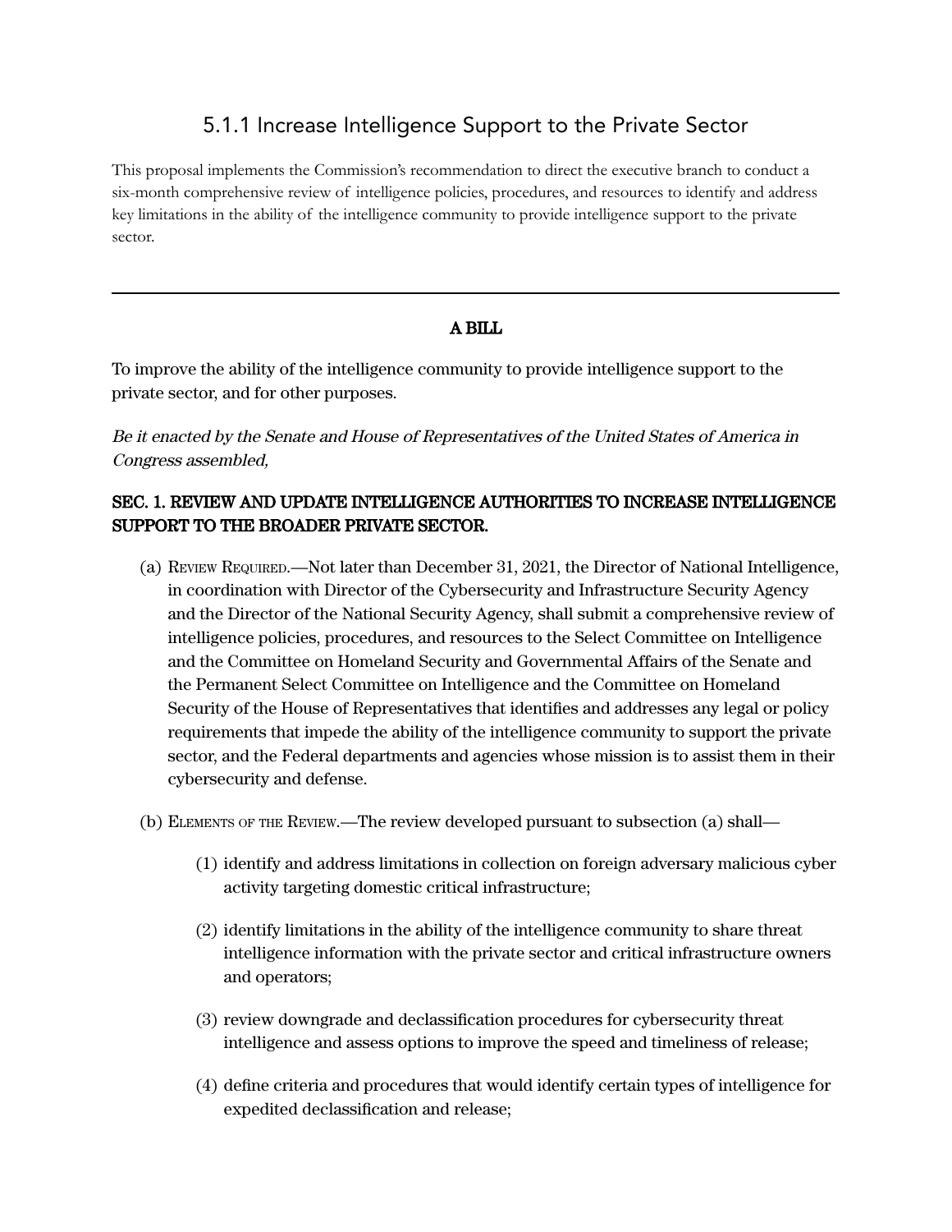# 5.1.1 Increase Intelligence Support to the Private Sector

This proposal implements the Commission's recommendation to direct the executive branch to conduct a six-month comprehensive review of intelligence policies, procedures, and resources to identify and address key limitations in the ability of the intelligence community to provide intelligence support to the private sector.

---

**A BILL**

To improve the ability of the intelligence community to provide intelligence support to the private sector, and for other purposes.

*Be it enacted by the Senate and House of Representatives of the United States of America in Congress assembled,*

**SEC. 1. REVIEW AND UPDATE INTELLIGENCE AUTHORITIES TO INCREASE INTELLIGENCE SUPPORT TO THE BROADER PRIVATE SECTOR.**

(a) Review Required.—Not later than December 31, 2021, the Director of National Intelligence, in coordination with Director of the Cybersecurity and Infrastructure Security Agency and the Director of the National Security Agency, shall submit a comprehensive review of intelligence policies, procedures, and resources to the Select Committee on Intelligence and the Committee on Homeland Security and Governmental Affairs of the Senate and the Permanent Select Committee on Intelligence and the Committee on Homeland Security of the House of Representatives that identifies and addresses any legal or policy requirements that impede the ability of the intelligence community to support the private sector, and the Federal departments and agencies whose mission is to assist them in their cybersecurity and defense.

(b) Elements of the Review.—The review developed pursuant to subsection (a) shall—

(1) identify and address limitations in collection on foreign adversary malicious cyber activity targeting domestic critical infrastructure;

(2) identify limitations in the ability of the intelligence community to share threat intelligence information with the private sector and critical infrastructure owners and operators;

(3) review downgrade and declassification procedures for cybersecurity threat intelligence and assess options to improve the speed and timeliness of release;

(4) define criteria and procedures that would identify certain types of intelligence for expedited declassification and release;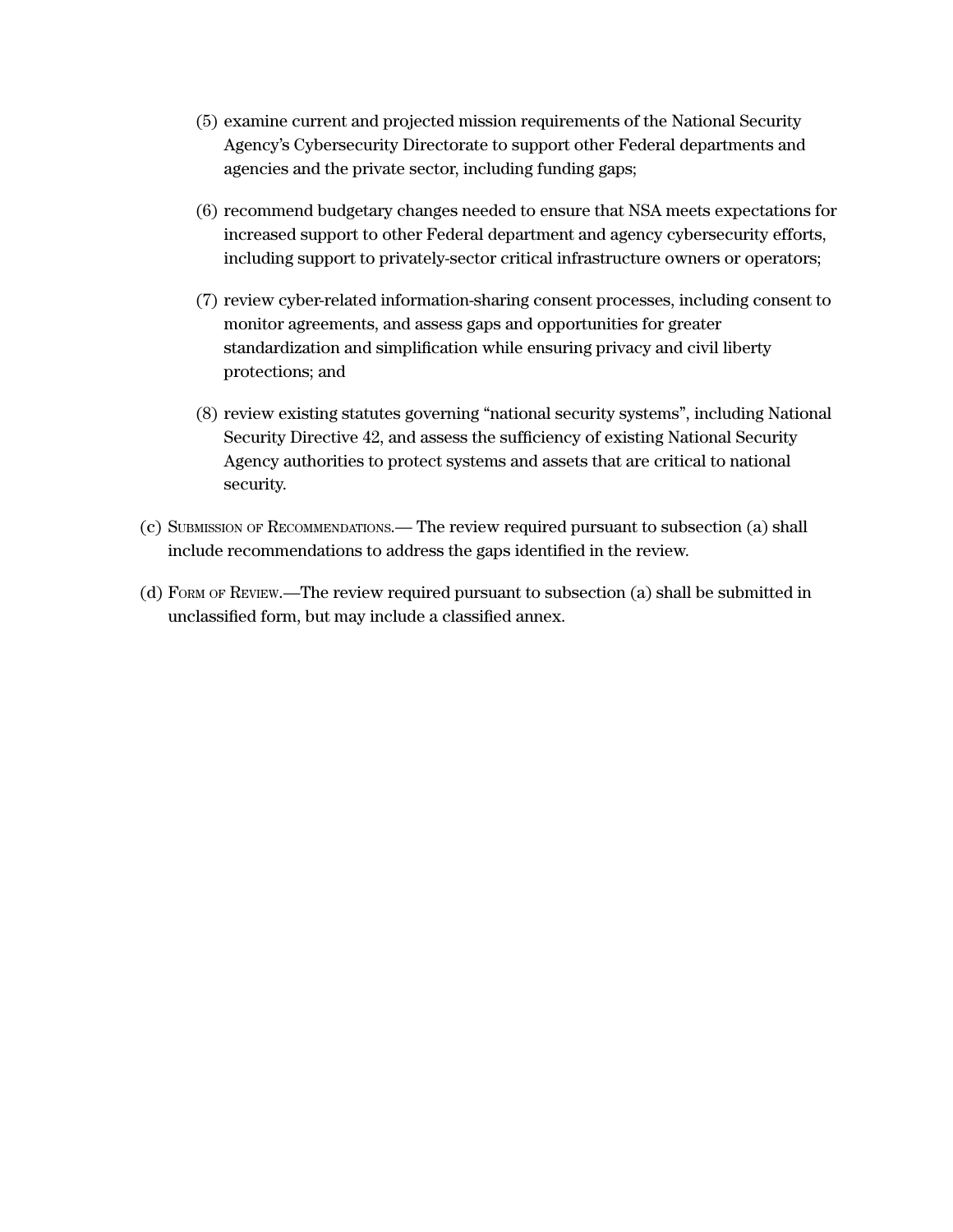(5) examine current and projected mission requirements of the National Security Agency's Cybersecurity Directorate to support other Federal departments and agencies and the private sector, including funding gaps;

(6) recommend budgetary changes needed to ensure that NSA meets expectations for increased support to other Federal department and agency cybersecurity efforts, including support to privately-sector critical infrastructure owners or operators;

(7) review cyber-related information-sharing consent processes, including consent to monitor agreements, and assess gaps and opportunities for greater standardization and simplification while ensuring privacy and civil liberty protections; and

(8) review existing statutes governing "national security systems", including National Security Directive 42, and assess the sufficiency of existing National Security Agency authorities to protect systems and assets that are critical to national security.

(c) Submission of Recommendations.— The review required pursuant to subsection (a) shall include recommendations to address the gaps identified in the review.

(d) Form of Review.—The review required pursuant to subsection (a) shall be submitted in unclassified form, but may include a classified annex.